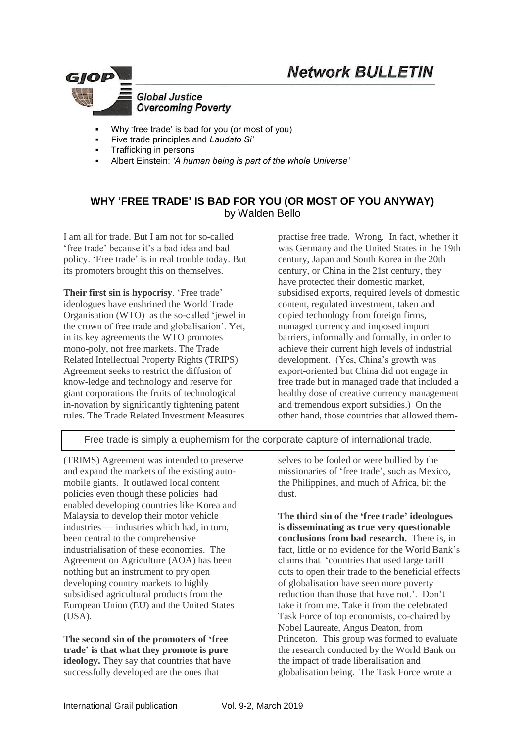# Network BULLETIN

GJOP

Global Justice Overcoming Poverty

- Why 'free trade' is bad for you (or most of you)
- Five trade principles and *Laudato Si'*
- Trafficking in persons
- Albert Einstein: *'A human being is part of the whole Universe'*

## WHY 'FREE TRADE' IS BAD FOR YOU (OR MOST OF YOU ANYWAY)

by Walden Bello

I am all for trade. But I am not for so-called 'free trade' because it's a bad idea and bad policy. 'Free trade' is in real trouble today. But its promoters brought this on themselves.

**Their first sin is hypocrisy**. 'Free trade' ideologues have enshrined the World Trade Organisation (WTO) as the so-called 'jewel in the crown of free trade and globalisation'. Yet, in its key agreements the WTO promotes mono-poly, not free markets. The Trade Related Intellectual Property Rights (TRIPS) Agreement seeks to restrict the diffusion of know-ledge and technology and reserve for giant corporations the fruits of technological in-novation by significantly tightening patent rules. The Trade Related Investment Measures (TRIMS) Agreement was intended to preserve and expand the markets of the existing auto-mobile giants. It outlawed local content policies even though these policies had enabled developing countries like Korea and Malaysia to develop their motor vehicle industries — industries which had, in turn, been central to the comprehensive industrialisation of these economies. The Agreement on Agriculture (AOA) has been nothing but an instrument to pry open developing country markets to highly subsidised agricultural products from the European Union (EU) and the United States (USA).

**The second sin of the promoters of 'free trade' is that what they promote is pure ideology.** They say that countries that have successfully developed are the ones that practise free trade. Wrong. In fact, whether it was Germany and the United States in the 19th century, Japan and South Korea in the 20th century, or China in the 21st century, they have protected their domestic market, subsidised exports, required levels of domestic content, regulated investment, taken and copied technology from foreign firms, managed currency and imposed import barriers, informally and formally, in order to achieve their current high levels of industrial development. (Yes, China's growth was export-oriented but China did not engage in free trade but in managed trade that included a healthy dose of creative currency management and tremendous export subsidies.) On the other hand, those countries that allowed them-selves to be fooled or were bullied by the missionaries of 'free trade', such as Mexico, the Philippines, and much of Africa, bit the dust.

> Free trade is simply a euphemism for the corporate capture of international trade.

**The third sin of the 'free trade' ideologues is disseminating as true very questionable conclusions from bad research.** There is, in fact, little or no evidence for the World Bank's claims that 'countries that used large tariff cuts to open their trade to the beneficial effects of globalisation have seen more poverty reduction than those that have not.'. Don't take it from me. Take it from the celebrated Task Force of top economists, co-chaired by Nobel Laureate, Angus Deaton, from Princeton. This group was formed to evaluate the research conducted by the World Bank on the impact of trade liberalisation and globalisation being. The Task Force wrote a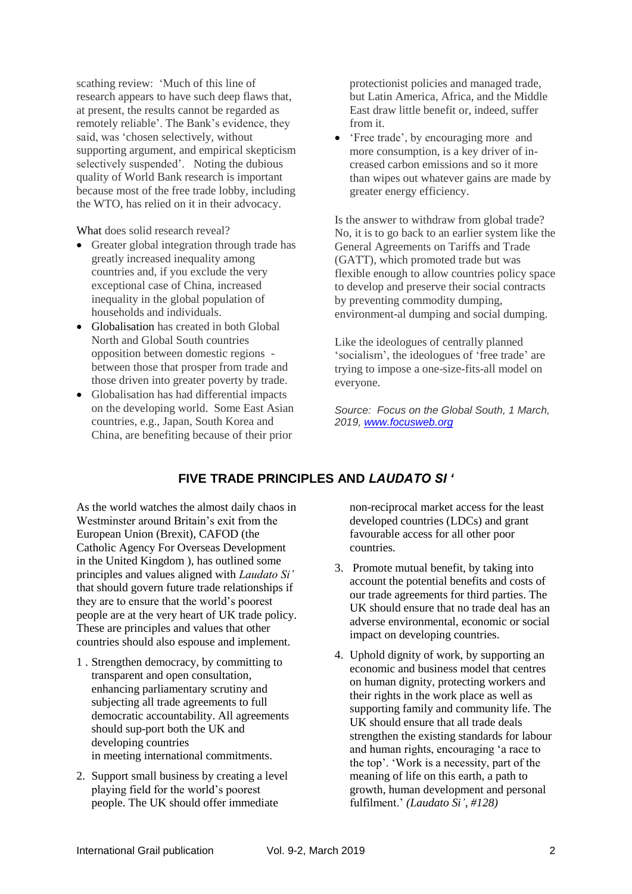scathing review: 'Much of this line of research appears to have such deep flaws that, at present, the results cannot be regarded as remotely reliable'. The Bank's evidence, they said, was 'chosen selectively, without supporting argument, and empirical skepticism selectively suspended'. Noting the dubious quality of World Bank research is important because most of the free trade lobby, including the WTO, has relied on it in their advocacy.

What does solid research reveal?

- Greater global integration through trade has greatly increased inequality among countries and, if you exclude the very exceptional case of China, increased inequality in the global population of households and individuals.
- Globalisation has created in both Global North and Global South countries opposition between domestic regions - between those that prosper from trade and those driven into greater poverty by trade.
- Globalisation has had differential impacts on the developing world. Some East Asian countries, e.g., Japan, South Korea and China, are benefiting because of their prior protectionist policies and managed trade, but Latin America, Africa, and the Middle East draw little benefit or, indeed, suffer from it.
- 'Free trade', by encouraging more and more consumption, is a key driver of increased carbon emissions and so it more than wipes out whatever gains are made by greater energy efficiency.

Is the answer to withdraw from global trade? No, it is to go back to an earlier system like the General Agreements on Tariffs and Trade (GATT), which promoted trade but was flexible enough to allow countries policy space to develop and preserve their social contracts by preventing commodity dumping, environment-al dumping and social dumping.

Like the ideologues of centrally planned 'socialism', the ideologues of 'free trade' are trying to impose a one-size-fits-all model on everyone.

*Source: Focus on the Global South, 1 March, 2019, [www.focusweb.org](www.focusweb.org)*

## FIVE TRADE PRINCIPLES AND *LAUDATO SI '*

As the world watches the almost daily chaos in Westminster around Britain's exit from the European Union (Brexit), CAFOD (the Catholic Agency For Overseas Development in the United Kingdom ), has outlined some principles and values aligned with *Laudato Si'* that should govern future trade relationships if they are to ensure that the world's poorest people are at the very heart of UK trade policy. These are principles and values that other countries should also espouse and implement.

1. Strengthen democracy, by committing to transparent and open consultation, enhancing parliamentary scrutiny and subjecting all trade agreements to full democratic accountability. All agreements should sup-port both the UK and developing countries in meeting international commitments.
2. Support small business by creating a level playing field for the world's poorest people. The UK should offer immediate non-reciprocal market access for the least developed countries (LDCs) and grant favourable access for all other poor countries.
3. Promote mutual benefit, by taking into account the potential benefits and costs of our trade agreements for third parties. The UK should ensure that no trade deal has an adverse environmental, economic or social impact on developing countries.
4. Uphold dignity of work, by supporting an economic and business model that centres on human dignity, protecting workers and their rights in the work place as well as supporting family and community life. The UK should ensure that all trade deals strengthen the existing standards for labour and human rights, encouraging 'a race to the top'. 'Work is a necessity, part of the meaning of life on this earth, a path to growth, human development and personal fulfilment.' *(Laudato Si', #128)*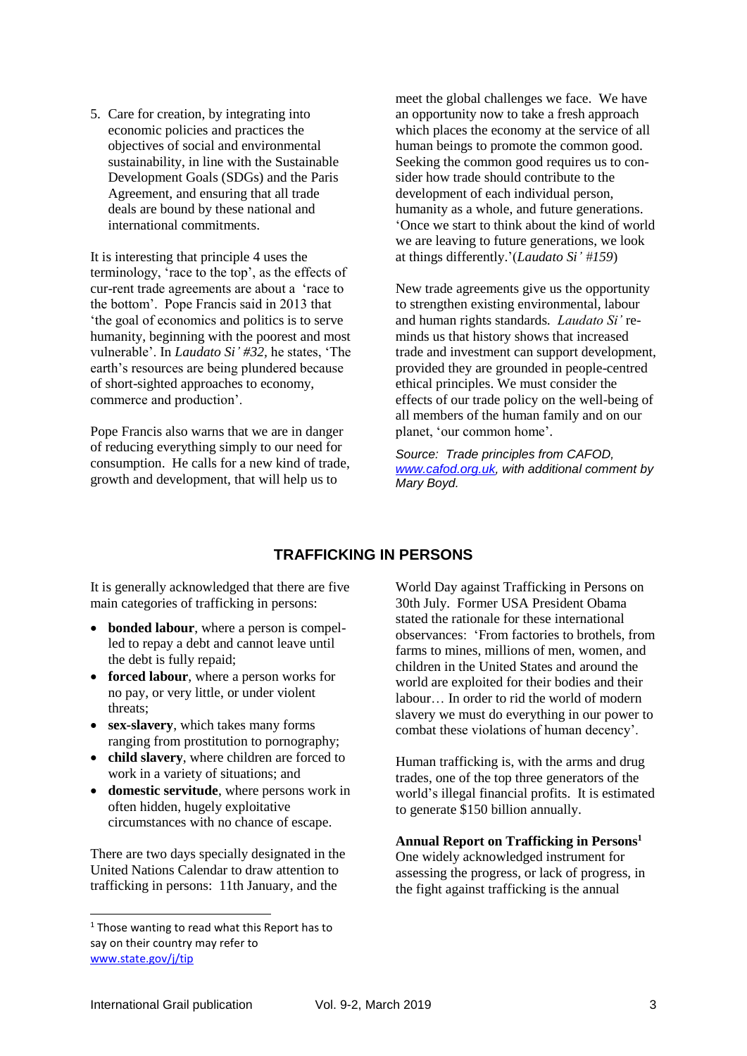5. Care for creation, by integrating into economic policies and practices the objectives of social and environmental sustainability, in line with the Sustainable Development Goals (SDGs) and the Paris Agreement, and ensuring that all trade deals are bound by these national and international commitments.

It is interesting that principle 4 uses the terminology, 'race to the top', as the effects of cur-rent trade agreements are about a 'race to the bottom'. Pope Francis said in 2013 that 'the goal of economics and politics is to serve humanity, beginning with the poorest and most vulnerable'. In *Laudato Si' #32*, he states, 'The earth's resources are being plundered because of short-sighted approaches to economy, commerce and production'.

Pope Francis also warns that we are in danger of reducing everything simply to our need for consumption. He calls for a new kind of trade, growth and development, that will help us to meet the global challenges we face. We have an opportunity now to take a fresh approach which places the economy at the service of all human beings to promote the common good. Seeking the common good requires us to con-sider how trade should contribute to the development of each individual person, humanity as a whole, and future generations. 'Once we start to think about the kind of world we are leaving to future generations, we look at things differently.'(*Laudato Si' #159*)

New trade agreements give us the opportunity to strengthen existing environmental, labour and human rights standards. *Laudato Si'* re-minds us that history shows that increased trade and investment can support development, provided they are grounded in people-centred ethical principles. We must consider the effects of our trade policy on the well-being of all members of the human family and on our planet, 'our common home'.

*Source: Trade principles from CAFOD, www.cafod.org.uk, with additional comment by Mary Boyd.*

## TRAFFICKING IN PERSONS

It is generally acknowledged that there are five main categories of trafficking in persons:

- **bonded labour**, where a person is compel-led to repay a debt and cannot leave until the debt is fully repaid;
- **forced labour**, where a person works for no pay, or very little, or under violent threats;
- **sex-slavery**, which takes many forms ranging from prostitution to pornography;
- **child slavery**, where children are forced to work in a variety of situations; and
- **domestic servitude**, where persons work in often hidden, hugely exploitative circumstances with no chance of escape.

There are two days specially designated in the United Nations Calendar to draw attention to trafficking in persons: 11th January, and the World Day against Trafficking in Persons on 30th July. Former USA President Obama stated the rationale for these international observances: 'From factories to brothels, from farms to mines, millions of men, women, and children in the United States and around the world are exploited for their bodies and their labour… In order to rid the world of modern slavery we must do everything in our power to combat these violations of human decency'.

Human trafficking is, with the arms and drug trades, one of the top three generators of the world's illegal financial profits. It is estimated to generate $150 billion annually.

**Annual Report on Trafficking in Persons**[1]

One widely acknowledged instrument for assessing the progress, or lack of progress, in the fight against trafficking is the annual

[1] Those wanting to read what this Report has to say on their country may refer to www.state.gov/j/tip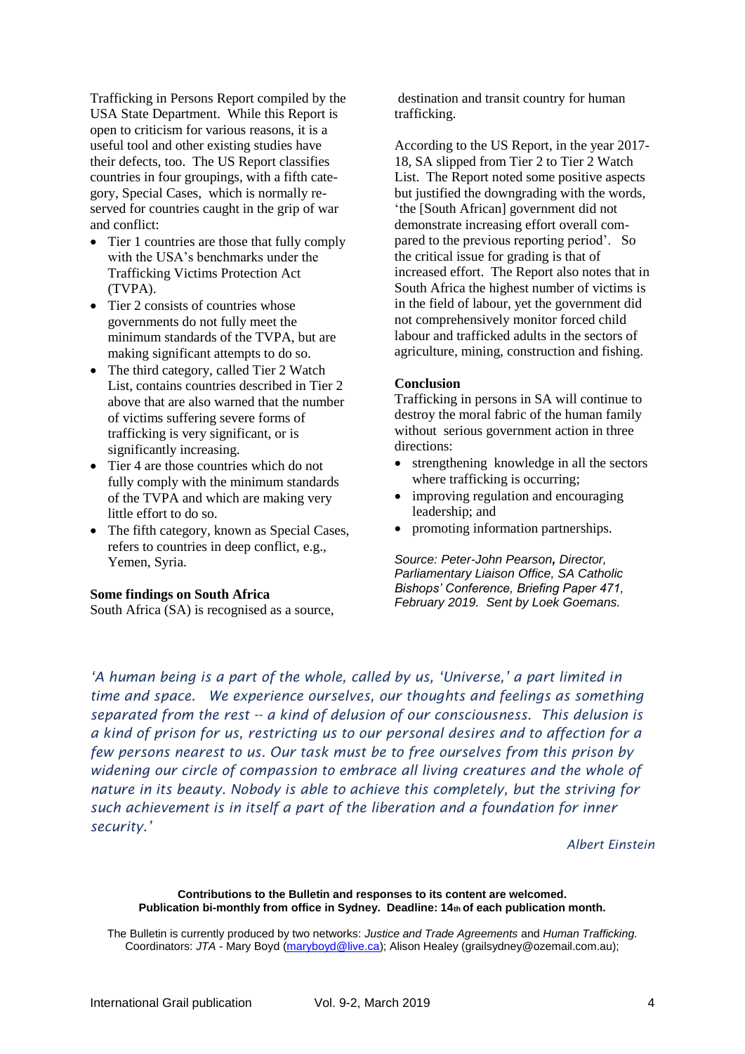Trafficking in Persons Report compiled by the USA State Department. While this Report is open to criticism for various reasons, it is a useful tool and other existing studies have their defects, too. The US Report classifies countries in four groupings, with a fifth category, Special Cases, which is normally reserved for countries caught in the grip of war and conflict:

- Tier 1 countries are those that fully comply with the USA's benchmarks under the Trafficking Victims Protection Act (TVPA).
- Tier 2 consists of countries whose governments do not fully meet the minimum standards of the TVPA, but are making significant attempts to do so.
- The third category, called Tier 2 Watch List, contains countries described in Tier 2 above that are also warned that the number of victims suffering severe forms of trafficking is very significant, or is significantly increasing.
- Tier 4 are those countries which do not fully comply with the minimum standards of the TVPA and which are making very little effort to do so.
- The fifth category, known as Special Cases, refers to countries in deep conflict, e.g., Yemen, Syria.

**Some findings on South Africa**

South Africa (SA) is recognised as a source, destination and transit country for human trafficking.

According to the US Report, in the year 2017-18, SA slipped from Tier 2 to Tier 2 Watch List. The Report noted some positive aspects but justified the downgrading with the words, 'the [South African] government did not demonstrate increasing effort overall compared to the previous reporting period'. So the critical issue for grading is that of increased effort. The Report also notes that in South Africa the highest number of victims is in the field of labour, yet the government did not comprehensively monitor forced child labour and trafficked adults in the sectors of agriculture, mining, construction and fishing.

**Conclusion**

Trafficking in persons in SA will continue to destroy the moral fabric of the human family without serious government action in three directions:

- strengthening knowledge in all the sectors where trafficking is occurring;
- improving regulation and encouraging leadership; and
- promoting information partnerships.

*Source: Peter-John Pearson, Director, Parliamentary Liaison Office, SA Catholic Bishops' Conference, Briefing Paper 471, February 2019. Sent by Loek Goemans.*

*'A human being is a part of the whole, called by us, 'Universe,' a part limited in time and space. We experience ourselves, our thoughts and feelings as something separated from the rest -- a kind of delusion of our consciousness. This delusion is a kind of prison for us, restricting us to our personal desires and to affection for a few persons nearest to us. Our task must be to free ourselves from this prison by widening our circle of compassion to embrace all living creatures and the whole of nature in its beauty. Nobody is able to achieve this completely, but the striving for such achievement is in itself a part of the liberation and a foundation for inner security.'*

*Albert Einstein*

**Contributions to the Bulletin and responses to its content are welcomed.**
**Publication bi-monthly from office in Sydney. Deadline: 14th of each publication month.**

The Bulletin is currently produced by two networks: *Justice and Trade Agreements* and *Human Trafficking.* Coordinators: *JTA* - Mary Boyd (maryboyd@live.ca); Alison Healey (grailsydney@ozemail.com.au);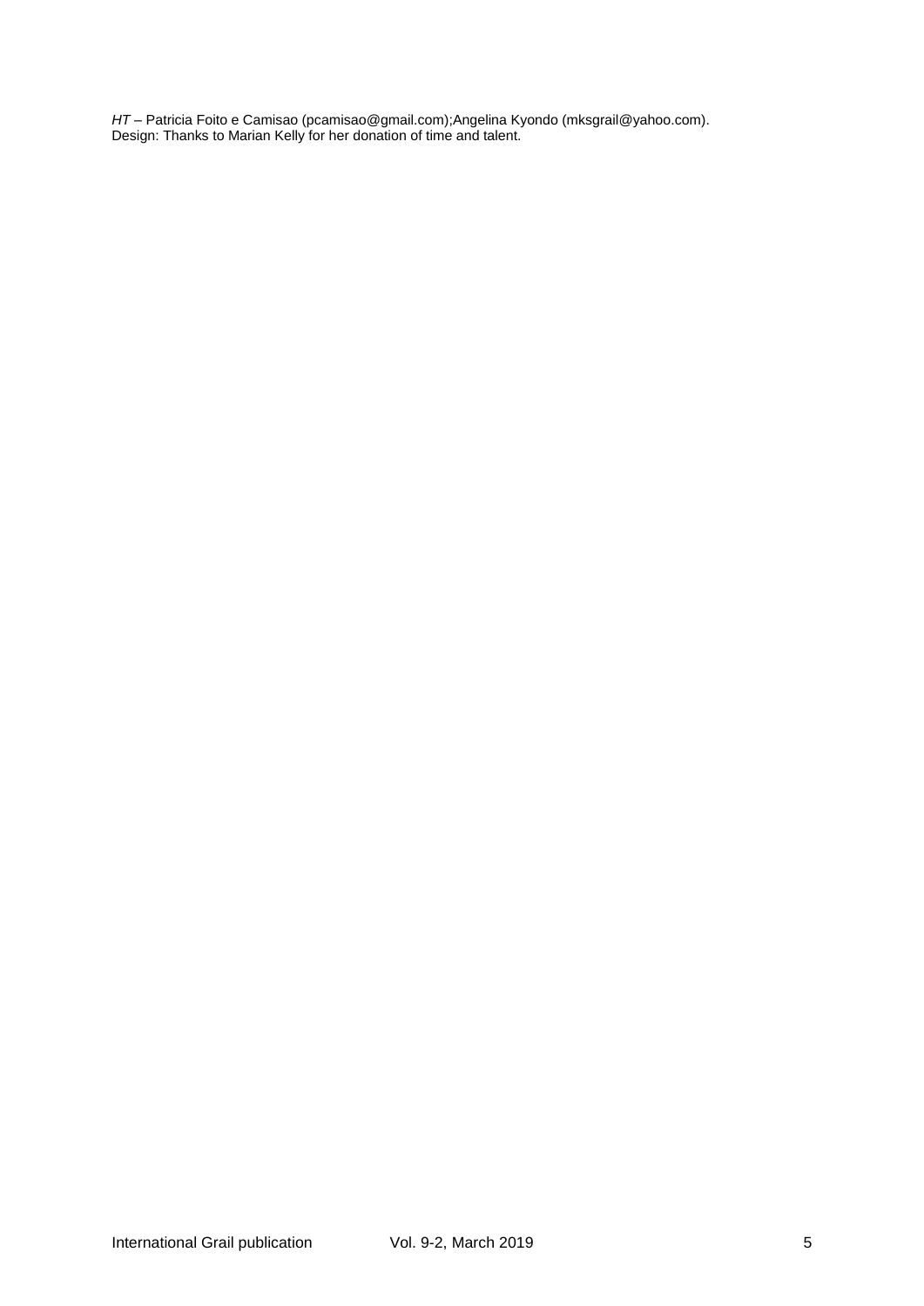*HT* – Patricia Foito e Camisao (pcamisao@gmail.com);Angelina Kyondo (mksgrail@yahoo.com).
Design: Thanks to Marian Kelly for her donation of time and talent.